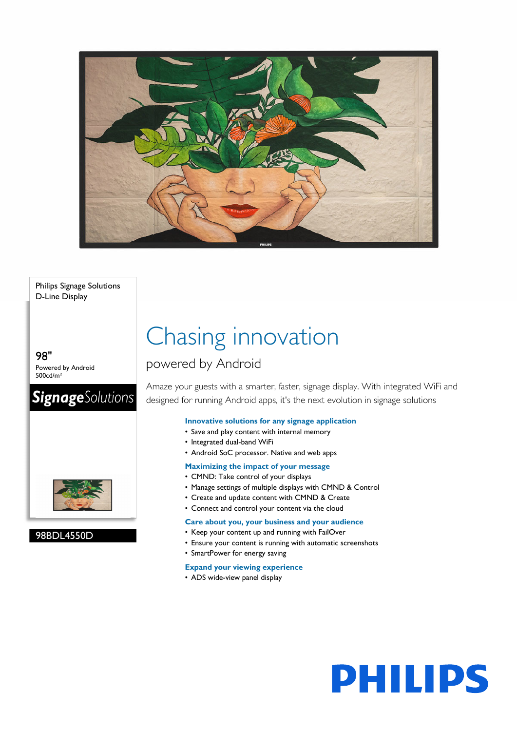Philips Signage Solutions
D-Line Display

98"
Powered by Android
500cd/m²

**Signage**Solutions

98BDL4550D

# Chasing innovation

## powered by Android

Amaze your guests with a smarter, faster, signage display. With integrated WiFi and designed for running Android apps, it's the next evolution in signage solutions

### Innovative solutions for any signage application

- Save and play content with internal memory
- Integrated dual-band WiFi
- Android SoC processor. Native and web apps

### Maximizing the impact of your message

- CMND: Take control of your displays
- Manage settings of multiple displays with CMND & Control
- Create and update content with CMND & Create
- Connect and control your content via the cloud

### Care about you, your business and your audience

- Keep your content up and running with FailOver
- Ensure your content is running with automatic screenshots
- SmartPower for energy saving

### Expand your viewing experience

- ADS wide-view panel display

PHILIPS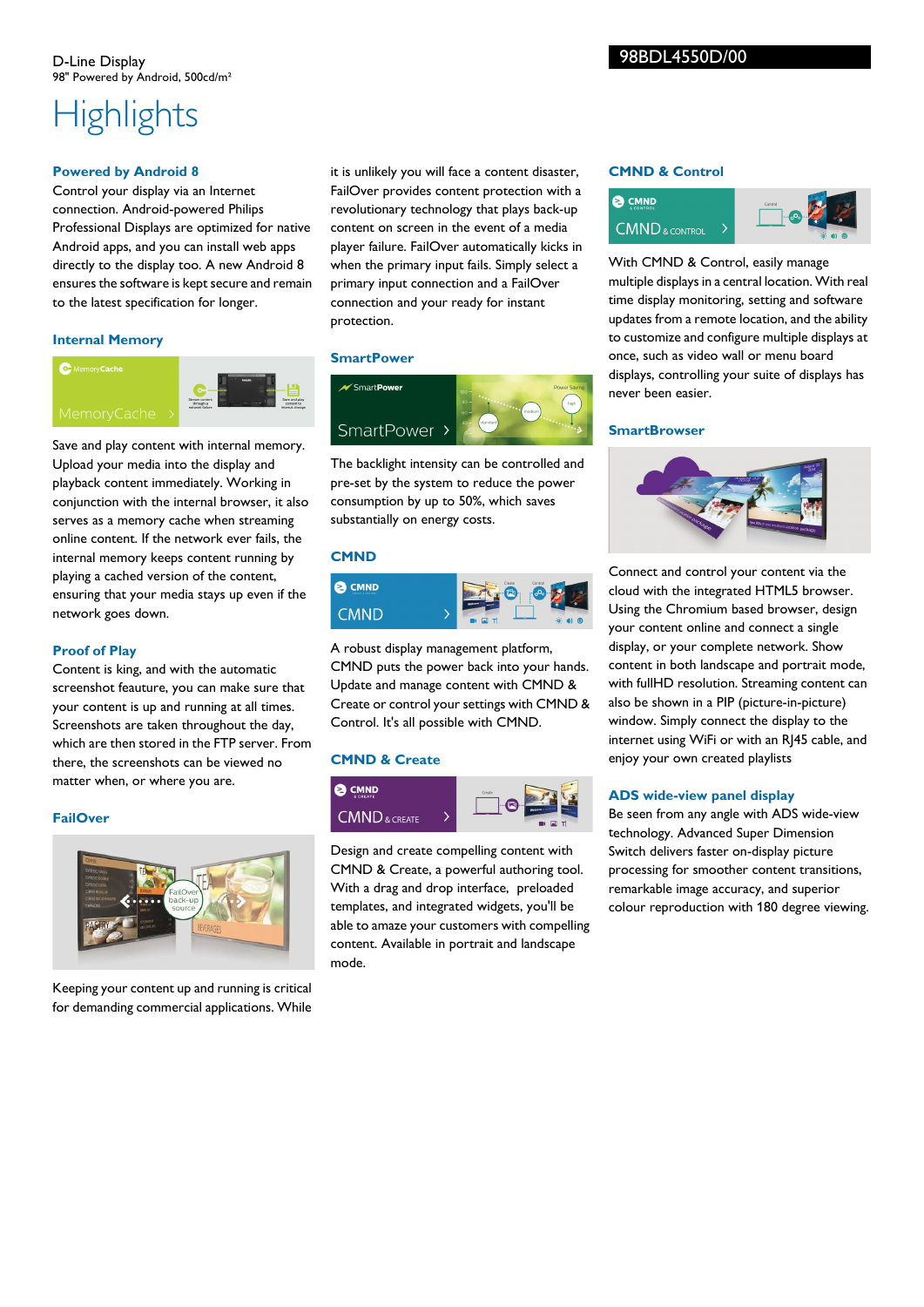D-Line Display
98" Powered by Android, 500cd/m²

98BDL4550D/00

# Highlights

## Powered by Android 8

Control your display via an Internet connection. Android-powered Philips Professional Displays are optimized for native Android apps, and you can install web apps directly to the display too. A new Android 8 ensures the software is kept secure and remain to the latest specification for longer.

## Internal Memory

Save and play content with internal memory. Upload your media into the display and playback content immediately. Working in conjunction with the internal browser, it also serves as a memory cache when streaming online content. If the network ever fails, the internal memory keeps content running by playing a cached version of the content, ensuring that your media stays up even if the network goes down.

## Proof of Play

Content is king, and with the automatic screenshot feauture, you can make sure that your content is up and running at all times. Screenshots are taken throughout the day, which are then stored in the FTP server. From there, the screenshots can be viewed no matter when, or where you are.

## FailOver

Keeping your content up and running is critical for demanding commercial applications. While it is unlikely you will face a content disaster, FailOver provides content protection with a revolutionary technology that plays back-up content on screen in the event of a media player failure. FailOver automatically kicks in when the primary input fails. Simply select a primary input connection and a FailOver connection and your ready for instant protection.

## SmartPower

The backlight intensity can be controlled and pre-set by the system to reduce the power consumption by up to 50%, which saves substantially on energy costs.

## CMND

A robust display management platform, CMND puts the power back into your hands. Update and manage content with CMND & Create or control your settings with CMND & Control. It's all possible with CMND.

## CMND & Create

Design and create compelling content with CMND & Create, a powerful authoring tool. With a drag and drop interface, preloaded templates, and integrated widgets, you'll be able to amaze your customers with compelling content. Available in portrait and landscape mode.

## CMND & Control

With CMND & Control, easily manage multiple displays in a central location. With real time display monitoring, setting and software updates from a remote location, and the ability to customize and configure multiple displays at once, such as video wall or menu board displays, controlling your suite of displays has never been easier.

## SmartBrowser

Connect and control your content via the cloud with the integrated HTML5 browser. Using the Chromium based browser, design your content online and connect a single display, or your complete network. Show content in both landscape and portrait mode, with fullHD resolution. Streaming content can also be shown in a PIP (picture-in-picture) window. Simply connect the display to the internet using WiFi or with an RJ45 cable, and enjoy your own created playlists

## ADS wide-view panel display

Be seen from any angle with ADS wide-view technology. Advanced Super Dimension Switch delivers faster on-display picture processing for smoother content transitions, remarkable image accuracy, and superior colour reproduction with 180 degree viewing.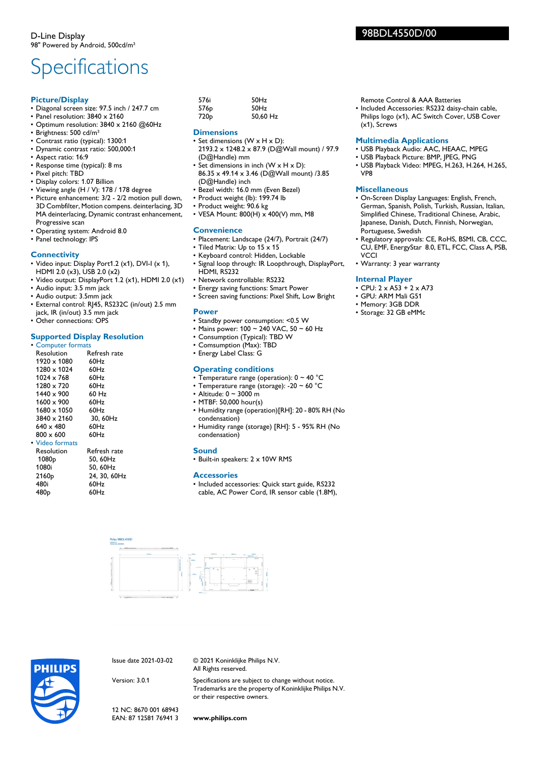D-Line Display
98" Powered by Android, 500cd/m²

98BDL4550D/00

# Specifications

## Picture/Display

- Diagonal screen size: 97.5 inch / 247.7 cm
- Panel resolution: 3840 x 2160
- Optimum resolution: 3840 x 2160 @60Hz
- Brightness: 500 cd/m²
- Contrast ratio (typical): 1300:1
- Dynamic contrast ratio: 500,000:1
- Aspect ratio: 16:9
- Response time (typical): 8 ms
- Pixel pitch: TBD
- Display colors: 1.07 Billion
- Viewing angle (H / V): 178 / 178 degree
- Picture enhancement: 3/2 - 2/2 motion pull down, 3D Combfilter, Motion compens. deinterlacing, 3D MA deinterlacing, Dynamic contrast enhancement, Progressive scan
- Operating system: Android 8.0
- Panel technology: IPS

## Connectivity

- Video input: Display Port1.2 (x1), DVI-I (x 1), HDMI 2.0 (x3), USB 2.0 (x2)
- Video output: DisplayPort 1.2 (x1), HDMI 2.0 (x1)
- Audio input: 3.5 mm jack
- Audio output: 3.5mm jack
- External control: RJ45, RS232C (in/out) 2.5 mm jack, IR (in/out) 3.5 mm jack
- Other connections: OPS

## Supported Display Resolution

- Computer formats

| Resolution | Refresh rate |
|---|---|
| 1920 x 1080 | 60Hz |
| 1280 x 1024 | 60Hz |
| 1024 x 768 | 60Hz |
| 1280 x 720 | 60Hz |
| 1440 x 900 | 60 Hz |
| 1600 x 900 | 60Hz |
| 1680 x 1050 | 60Hz |
| 3840 x 2160 | 30, 60Hz |
| 640 x 480 | 60Hz |
| 800 x 600 | 60Hz |

- Video formats

| Resolution | Refresh rate |
|---|---|
| 1080p | 50, 60Hz |
| 1080i | 50, 60Hz |
| 2160p | 24, 30, 60Hz |
| 480i | 60Hz |
| 480p | 60Hz |
| 576i | 50Hz |
| 576p | 50Hz |
| 720p | 50,60 Hz |

## Dimensions

- Set dimensions (W x H x D): 2193.2 x 1248.2 x 87.9 (D@Wall mount) / 97.9 (D@Handle) mm
- Set dimensions in inch (W x H x D): 86.35 x 49.14 x 3.46 (D@Wall mount) /3.85 (D@Handle) inch
- Bezel width: 16.0 mm (Even Bezel)
- Product weight (lb): 199.74 lb
- Product weight: 90.6 kg
- VESA Mount: 800(H) x 400(V) mm, M8

## Convenience

- Placement: Landscape (24/7), Portrait (24/7)
- Tiled Matrix: Up to 15 x 15
- Keyboard control: Hidden, Lockable
- Signal loop through: IR Loopthrough, DisplayPort, HDMI, RS232
- Network controllable: RS232
- Energy saving functions: Smart Power
- Screen saving functions: Pixel Shift, Low Bright

## Power

- Standby power consumption: <0.5 W
- Mains power: 100 ~ 240 VAC, 50 ~ 60 Hz
- Consumption (Typical): TBD W
- Comsumption (Max): TBD
- Energy Label Class: G

## Operating conditions

- Temperature range (operation): 0 ~ 40 °C
- Temperature range (storage): -20 ~ 60 °C
- Altitude: 0 ~ 3000 m
- MTBF: 50,000 hour(s)
- Humidity range (operation)[RH]: 20 - 80% RH (No condensation)
- Humidity range (storage) [RH]: 5 - 95% RH (No condensation)

## Sound

- Built-in speakers: 2 x 10W RMS

## Accessories

- Included accessories: Quick start guide, RS232 cable, AC Power Cord, IR sensor cable (1.8M), Remote Control & AAA Batteries
- Included Accessories: RS232 daisy-chain cable, Philips logo (x1), AC Switch Cover, USB Cover (x1), Screws

## Multimedia Applications

- USB Playback Audio: AAC, HEAAC, MPEG
- USB Playback Picture: BMP, JPEG, PNG
- USB Playback Video: MPEG, H.263, H.264, H.265, VP8

## Miscellaneous

- On-Screen Display Languages: English, French, German, Spanish, Polish, Turkish, Russian, Italian, Simplified Chinese, Traditional Chinese, Arabic, Japanese, Danish, Dutch, Finnish, Norwegian, Portuguese, Swedish
- Regulatory approvals: CE, RoHS, BSMI, CB, CCC, CU, EMF, EnergyStar 8.0, ETL, FCC, Class A, PSB, VCCI
- Warranty: 3 year warranty

## Internal Player

- CPU: 2 x A53 + 2 x A73
- GPU: ARM Mali G51
- Memory: 3GB DDR
- Storage: 32 GB eMMc

Issue date 2021-03-02

Version: 3.0.1

12 NC: 8670 001 68943
EAN: 87 12581 76941 3

© 2021 Koninklijke Philips N.V.
All Rights reserved.

Specifications are subject to change without notice. Trademarks are the property of Koninklijke Philips N.V. or their respective owners.

**www.philips.com**